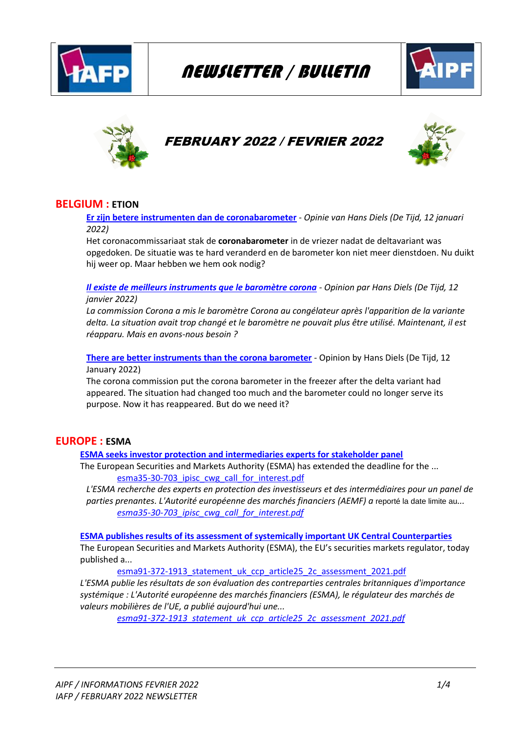# NEWSLETTER / BULLETIN

## FEBRUARY 2022 / FEVRIER 2022

## BELGIUM : ETION

**Er zijn betere instrumenten dan de coronabarometer** - *Opinie van Hans Diels (De Tijd, 12 januari 2022)*

Het coronacommissariaat stak de **coronabarometer** in de vriezer nadat de deltavariant was opgedoken. De situatie was te hard veranderd en de barometer kon niet meer dienstdoen. Nu duikt hij weer op. Maar hebben we hem ook nodig?

***Il existe de meilleurs instruments que le baromètre corona*** - *Opinion par Hans Diels (De Tijd, 12 janvier 2022)*

*La commission Corona a mis le baromètre Corona au congélateur après l'apparition de la variante delta. La situation avait trop changé et le baromètre ne pouvait plus être utilisé. Maintenant, il est réapparu. Mais en avons-nous besoin ?*

**There are better instruments than the corona barometer** - Opinion by Hans Diels (De Tijd, 12 January 2022)

The corona commission put the corona barometer in the freezer after the delta variant had appeared. The situation had changed too much and the barometer could no longer serve its purpose. Now it has reappeared. But do we need it?

## EUROPE : ESMA

**ESMA seeks investor protection and intermediaries experts for stakeholder panel**

The European Securities and Markets Authority (ESMA) has extended the deadline for the ...

esma35-30-703_ipisc_cwg_call_for_interest.pdf

*L'ESMA recherche des experts en protection des investisseurs et des intermédiaires pour un panel de parties prenantes. L'Autorité européenne des marchés financiers (AEMF) a* reporté la date limite au...

*esma35-30-703_ipisc_cwg_call_for_interest.pdf*

**ESMA publishes results of its assessment of systemically important UK Central Counterparties**

The European Securities and Markets Authority (ESMA), the EU's securities markets regulator, today published a...

esma91-372-1913_statement_uk_ccp_article25_2c_assessment_2021.pdf

*L'ESMA publie les résultats de son évaluation des contreparties centrales britanniques d'importance systémique : L'Autorité européenne des marchés financiers (ESMA), le régulateur des marchés de valeurs mobilières de l'UE, a publié aujourd'hui une...*

*esma91-372-1913_statement_uk_ccp_article25_2c_assessment_2021.pdf*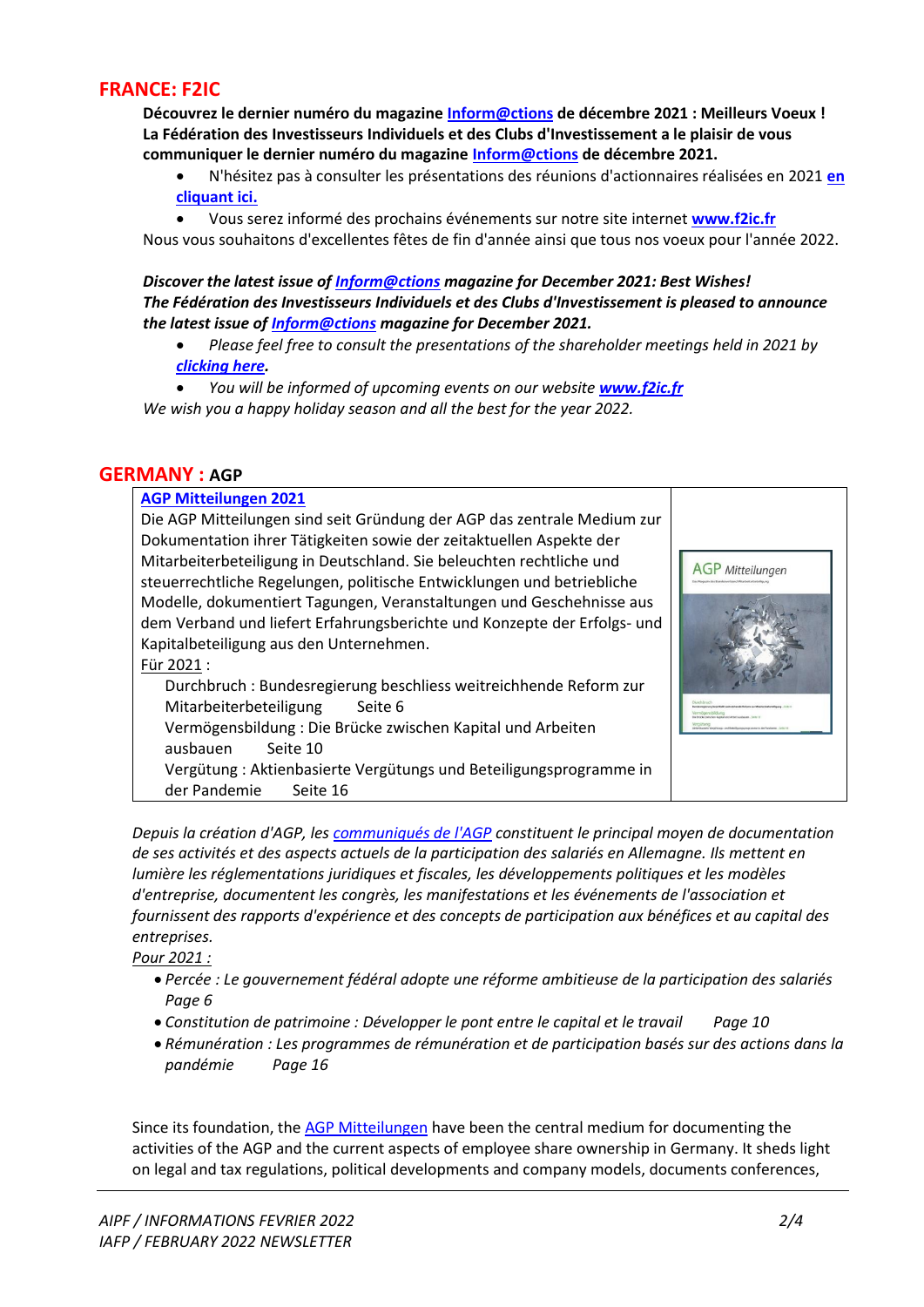## FRANCE: F2IC

**Découvrez le dernier numéro du magazine Inform@ctions de décembre 2021 : Meilleurs Voeux !**
**La Fédération des Investisseurs Individuels et des Clubs d'Investissement a le plaisir de vous communiquer le dernier numéro du magazine Inform@ctions de décembre 2021.**

- N'hésitez pas à consulter les présentations des réunions d'actionnaires réalisées en 2021 **en cliquant ici.**
- Vous serez informé des prochains événements sur notre site internet **www.f2ic.fr**

Nous vous souhaitons d'excellentes fêtes de fin d'année ainsi que tous nos voeux pour l'année 2022.

***Discover the latest issue of Inform@ctions magazine for December 2021: Best Wishes!***
***The Fédération des Investisseurs Individuels et des Clubs d'Investissement is pleased to announce the latest issue of Inform@ctions magazine for December 2021.***

- *Please feel free to consult the presentations of the shareholder meetings held in 2021 by* ***clicking here****.*
- *You will be informed of upcoming events on our website* ***www.f2ic.fr***

*We wish you a happy holiday season and all the best for the year 2022.*

## GERMANY : AGP

**AGP Mitteilungen 2021**

Die AGP Mitteilungen sind seit Gründung der AGP das zentrale Medium zur Dokumentation ihrer Tätigkeiten sowie der zeitaktuellen Aspekte der Mitarbeiterbeteiligung in Deutschland. Sie beleuchten rechtliche und steuerrechtliche Regelungen, politische Entwicklungen und betriebliche Modelle, dokumentiert Tagungen, Veranstaltungen und Geschehnisse aus dem Verband und liefert Erfahrungsberichte und Konzepte der Erfolgs- und Kapitalbeteiligung aus den Unternehmen.

Für 2021 :

- Durchbruch : Bundesregierung beschliess weitreichhende Reform zur Mitarbeiterbeteiligung Seite 6
- Vermögensbildung : Die Brücke zwischen Kapital und Arbeiten ausbauen Seite 10
- Vergütung : Aktienbasierte Vergütungs und Beteiligungsprogramme in der Pandemie Seite 16

*Depuis la création d'AGP, les communiqués de l'AGP constituent le principal moyen de documentation de ses activités et des aspects actuels de la participation des salariés en Allemagne. Ils mettent en lumière les réglementations juridiques et fiscales, les développements politiques et les modèles d'entreprise, documentent les congrès, les manifestations et les événements de l'association et fournissent des rapports d'expérience et des concepts de participation aux bénéfices et au capital des entreprises.*

*Pour 2021 :*

- *Percée : Le gouvernement fédéral adopte une réforme ambitieuse de la participation des salariés Page 6*
- *Constitution de patrimoine : Développer le pont entre le capital et le travail Page 10*
- *Rémunération : Les programmes de rémunération et de participation basés sur des actions dans la pandémie Page 16*

Since its foundation, the AGP Mitteilungen have been the central medium for documenting the activities of the AGP and the current aspects of employee share ownership in Germany. It sheds light on legal and tax regulations, political developments and company models, documents conferences,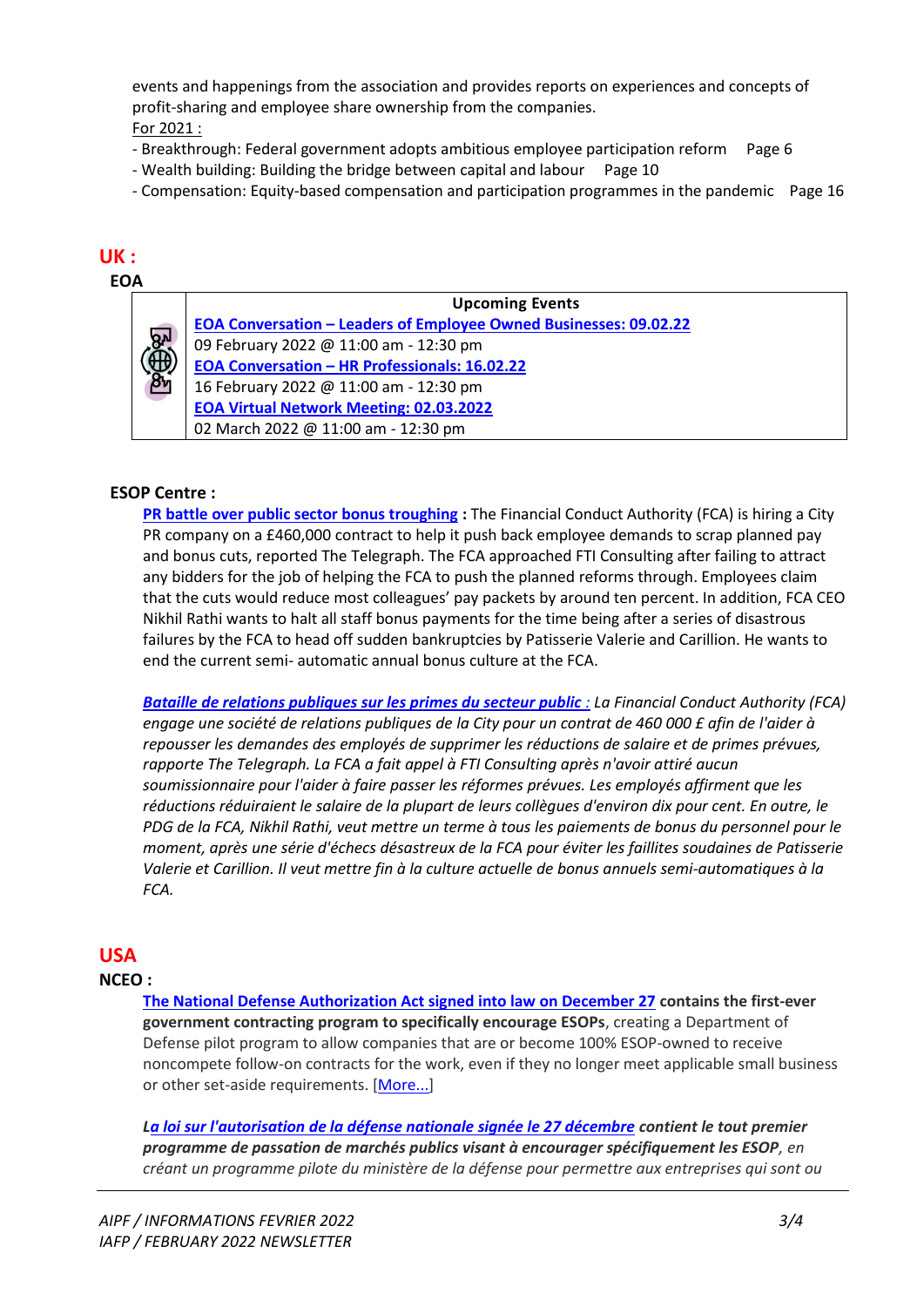events and happenings from the association and provides reports on experiences and concepts of profit-sharing and employee share ownership from the companies.

For 2021 :

- Breakthrough: Federal government adopts ambitious employee participation reform Page 6
- Wealth building: Building the bridge between capital and labour Page 10
- Compensation: Equity-based compensation and participation programmes in the pandemic Page 16

## UK :

### EOA

| | Upcoming Events |
|---|---|
| | **EOA Conversation – Leaders of Employee Owned Businesses: 09.02.22** |
| | 09 February 2022 @ 11:00 am - 12:30 pm |
| | **EOA Conversation – HR Professionals: 16.02.22** |
| | 16 February 2022 @ 11:00 am - 12:30 pm |
| | **EOA Virtual Network Meeting: 02.03.2022** |
| | 02 March 2022 @ 11:00 am - 12:30 pm |

### ESOP Centre :

**PR battle over public sector bonus troughing :** The Financial Conduct Authority (FCA) is hiring a City PR company on a £460,000 contract to help it push back employee demands to scrap planned pay and bonus cuts, reported The Telegraph. The FCA approached FTI Consulting after failing to attract any bidders for the job of helping the FCA to push the planned reforms through. Employees claim that the cuts would reduce most colleagues' pay packets by around ten percent. In addition, FCA CEO Nikhil Rathi wants to halt all staff bonus payments for the time being after a series of disastrous failures by the FCA to head off sudden bankruptcies by Patisserie Valerie and Carillion. He wants to end the current semi- automatic annual bonus culture at the FCA.

***Bataille de relations publiques sur les primes du secteur public :*** *La Financial Conduct Authority (FCA) engage une société de relations publiques de la City pour un contrat de 460 000 £ afin de l'aider à repousser les demandes des employés de supprimer les réductions de salaire et de primes prévues, rapporte The Telegraph. La FCA a fait appel à FTI Consulting après n'avoir attiré aucun soumissionnaire pour l'aider à faire passer les réformes prévues. Les employés affirment que les réductions réduiraient le salaire de la plupart de leurs collègues d'environ dix pour cent. En outre, le PDG de la FCA, Nikhil Rathi, veut mettre un terme à tous les paiements de bonus du personnel pour le moment, après une série d'échecs désastreux de la FCA pour éviter les faillites soudaines de Patisserie Valerie et Carillion. Il veut mettre fin à la culture actuelle de bonus annuels semi-automatiques à la FCA.*

## USA

### NCEO :

**The National Defense Authorization Act signed into law on December 27 contains the first-ever government contracting program to specifically encourage ESOPs**, creating a Department of Defense pilot program to allow companies that are or become 100% ESOP-owned to receive noncompete follow-on contracts for the work, even if they no longer meet applicable small business or other set-aside requirements. [More...]

***La loi sur l'autorisation de la défense nationale signée le 27 décembre contient le tout premier programme de passation de marchés publics visant à encourager spécifiquement les ESOP****, en créant un programme pilote du ministère de la défense pour permettre aux entreprises qui sont ou*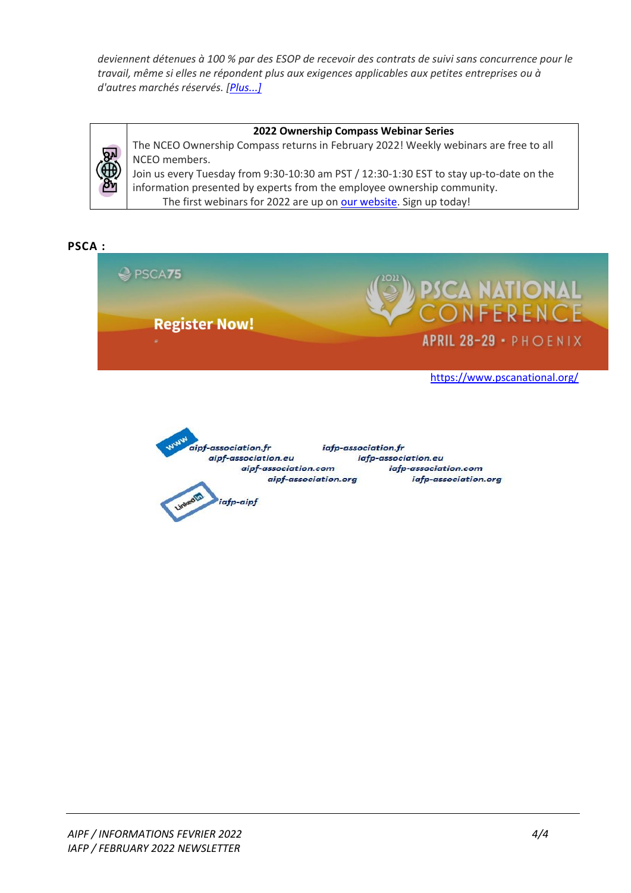*deviennent détenues à 100 % par des ESOP de recevoir des contrats de suivi sans concurrence pour le travail, même si elles ne répondent plus aux exigences applicables aux petites entreprises ou à d'autres marchés réservés. [Plus...]*

**2022 Ownership Compass Webinar Series**

The NCEO Ownership Compass returns in February 2022! Weekly webinars are free to all NCEO members.
Join us every Tuesday from 9:30-10:30 am PST / 12:30-1:30 EST to stay up-to-date on the information presented by experts from the employee ownership community.
The first webinars for 2022 are up on our website. Sign up today!

**PSCA :**

PSCA75

Register Now!

2022 PSCA NATIONAL CONFERENCE

APRIL 28-29 • PHOENIX

https://www.pscanational.org/

www

*aipf-association.fr*
*aipf-association.eu*
*aipf-association.com*
*aipf-association.org*

*iafp-association.fr*
*iafp-association.eu*
*iafp-association.com*
*iafp-association.org*

LinkedIn *iafp-aipf*

*AIPF / INFORMATIONS FEVRIER 2022*
*IAFP / FEBRUARY 2022 NEWSLETTER*